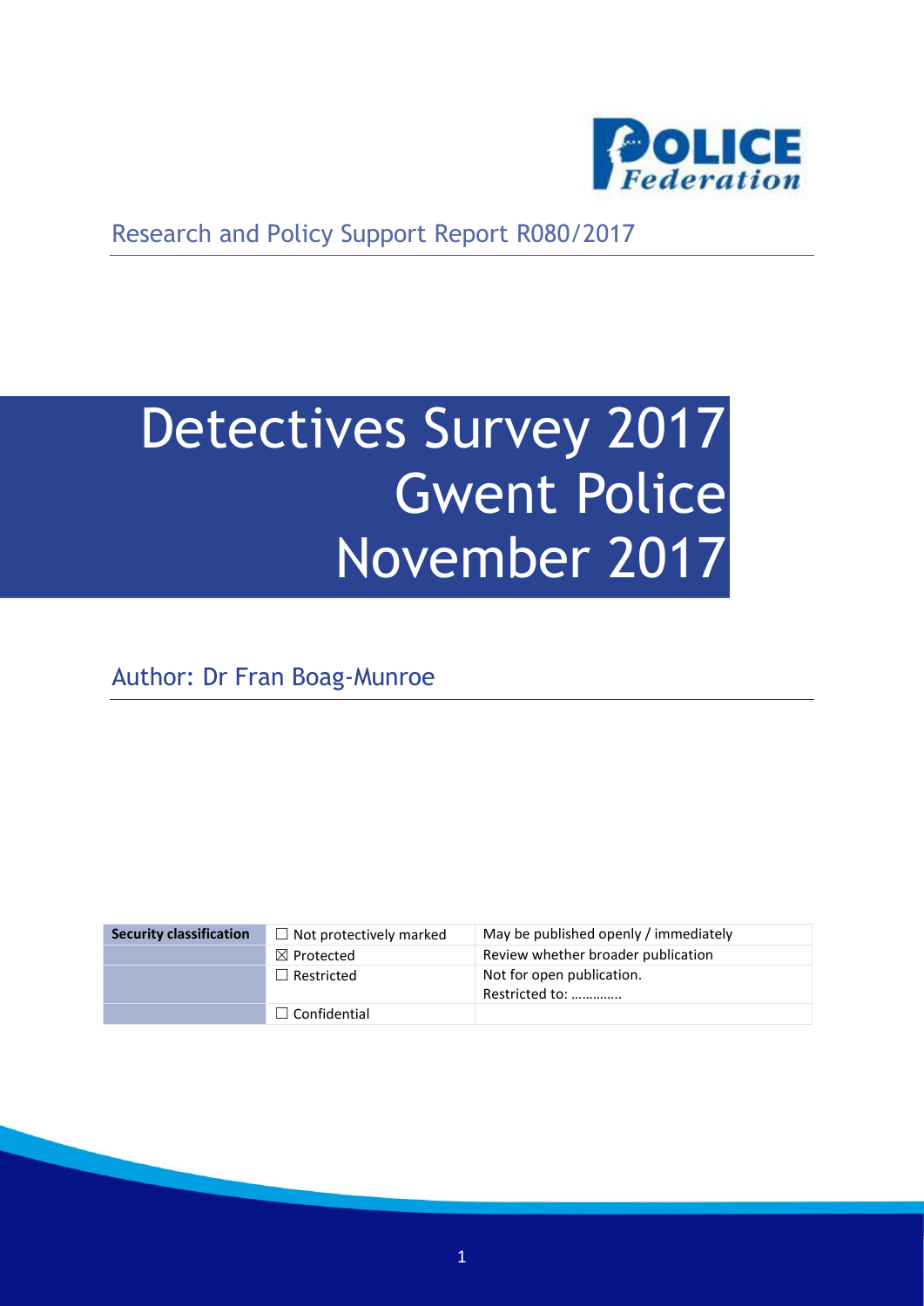Research and Policy Support Report R080/2017

# Detectives Survey 2017 Gwent Police November 2017

Author: Dr Fran Boag-Munroe

| Security classification | ☐ Not protectively marked | May be published openly / immediately |
|---|---|---|
| | ☒ Protected | Review whether broader publication |
| | ☐ Restricted | Not for open publication. Restricted to: …………. |
| | ☐ Confidential | |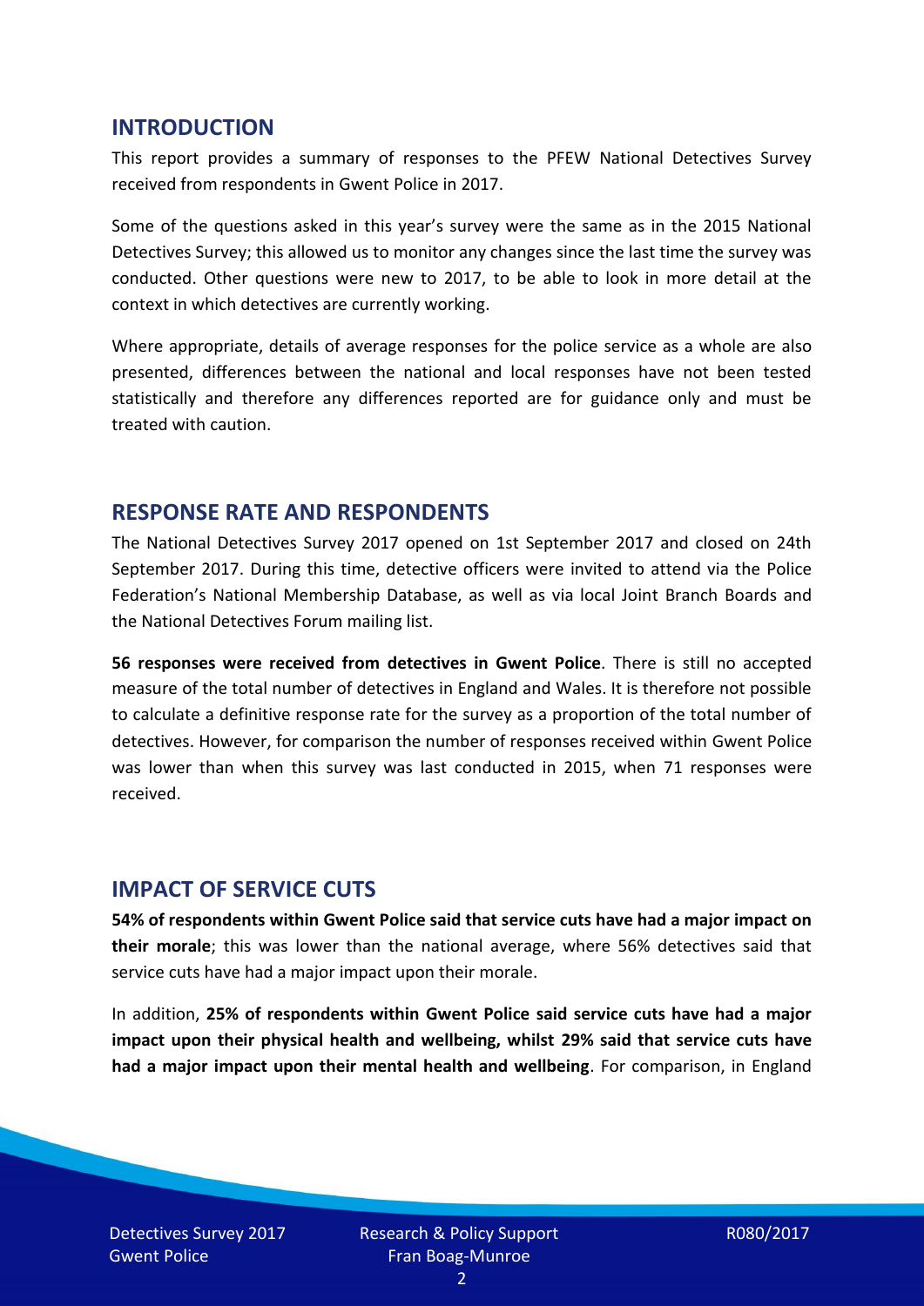## INTRODUCTION

This report provides a summary of responses to the PFEW National Detectives Survey received from respondents in Gwent Police in 2017.

Some of the questions asked in this year's survey were the same as in the 2015 National Detectives Survey; this allowed us to monitor any changes since the last time the survey was conducted. Other questions were new to 2017, to be able to look in more detail at the context in which detectives are currently working.

Where appropriate, details of average responses for the police service as a whole are also presented, differences between the national and local responses have not been tested statistically and therefore any differences reported are for guidance only and must be treated with caution.

## RESPONSE RATE AND RESPONDENTS

The National Detectives Survey 2017 opened on 1st September 2017 and closed on 24th September 2017. During this time, detective officers were invited to attend via the Police Federation's National Membership Database, as well as via local Joint Branch Boards and the National Detectives Forum mailing list.

**56 responses were received from detectives in Gwent Police**. There is still no accepted measure of the total number of detectives in England and Wales. It is therefore not possible to calculate a definitive response rate for the survey as a proportion of the total number of detectives. However, for comparison the number of responses received within Gwent Police was lower than when this survey was last conducted in 2015, when 71 responses were received.

## IMPACT OF SERVICE CUTS

**54% of respondents within Gwent Police said that service cuts have had a major impact on their morale**; this was lower than the national average, where 56% detectives said that service cuts have had a major impact upon their morale.

In addition, **25% of respondents within Gwent Police said service cuts have had a major impact upon their physical health and wellbeing, whilst 29% said that service cuts have had a major impact upon their mental health and wellbeing**. For comparison, in England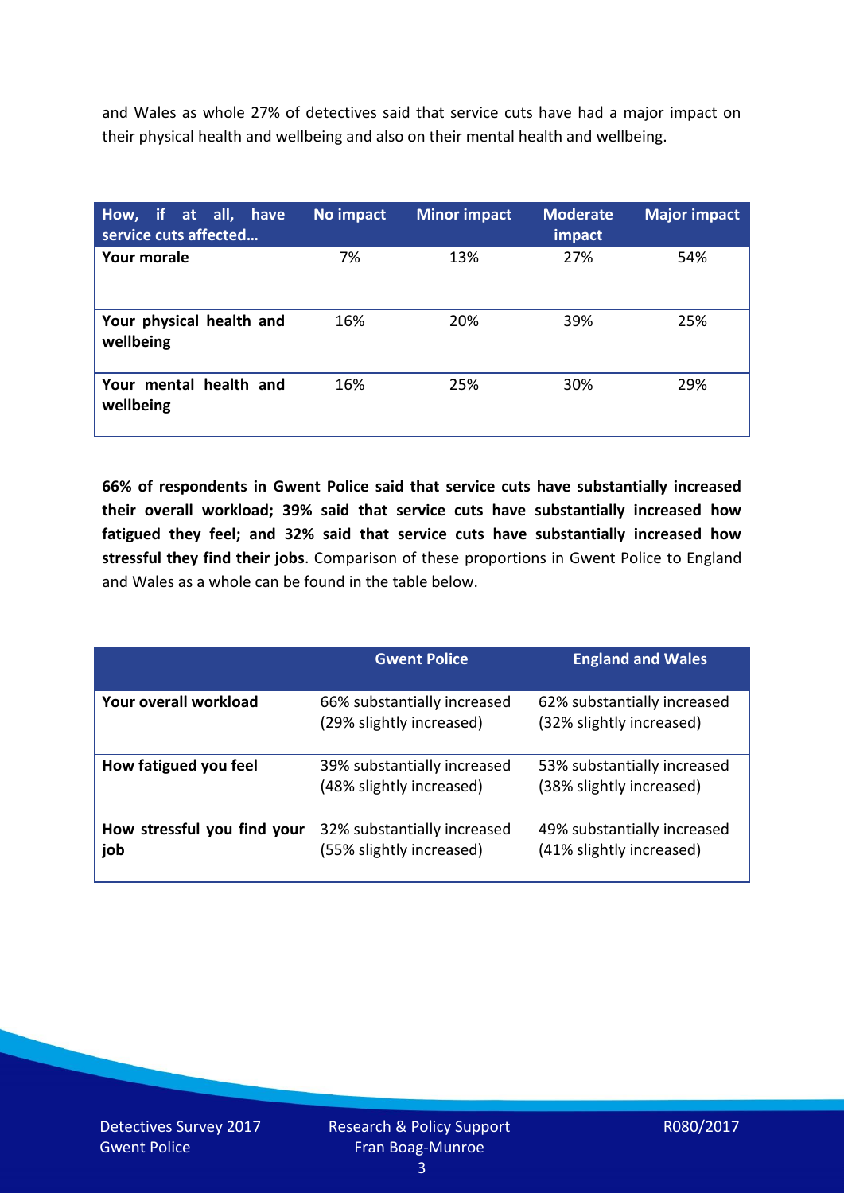and Wales as whole 27% of detectives said that service cuts have had a major impact on their physical health and wellbeing and also on their mental health and wellbeing.

| How, if at all, have service cuts affected… | No impact | Minor impact | Moderate impact | Major impact |
|---|---|---|---|---|
| **Your morale** | 7% | 13% | 27% | 54% |
| **Your physical health and wellbeing** | 16% | 20% | 39% | 25% |
| **Your mental health and wellbeing** | 16% | 25% | 30% | 29% |

**66% of respondents in Gwent Police said that service cuts have substantially increased their overall workload; 39% said that service cuts have substantially increased how fatigued they feel; and 32% said that service cuts have substantially increased how stressful they find their jobs**. Comparison of these proportions in Gwent Police to England and Wales as a whole can be found in the table below.

| | Gwent Police | England and Wales |
|---|---|---|
| **Your overall workload** | 66% substantially increased (29% slightly increased) | 62% substantially increased (32% slightly increased) |
| **How fatigued you feel** | 39% substantially increased (48% slightly increased) | 53% substantially increased (38% slightly increased) |
| **How stressful you find your job** | 32% substantially increased (55% slightly increased) | 49% substantially increased (41% slightly increased) |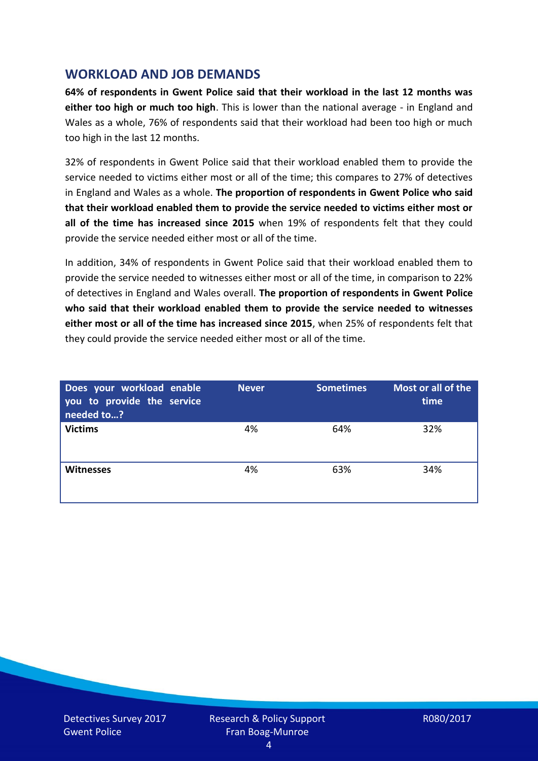## WORKLOAD AND JOB DEMANDS

**64% of respondents in Gwent Police said that their workload in the last 12 months was either too high or much too high**. This is lower than the national average - in England and Wales as a whole, 76% of respondents said that their workload had been too high or much too high in the last 12 months.

32% of respondents in Gwent Police said that their workload enabled them to provide the service needed to victims either most or all of the time; this compares to 27% of detectives in England and Wales as a whole. **The proportion of respondents in Gwent Police who said that their workload enabled them to provide the service needed to victims either most or all of the time has increased since 2015** when 19% of respondents felt that they could provide the service needed either most or all of the time.

In addition, 34% of respondents in Gwent Police said that their workload enabled them to provide the service needed to witnesses either most or all of the time, in comparison to 22% of detectives in England and Wales overall. **The proportion of respondents in Gwent Police who said that their workload enabled them to provide the service needed to witnesses either most or all of the time has increased since 2015**, when 25% of respondents felt that they could provide the service needed either most or all of the time.

| Does your workload enable you to provide the service needed to…? | Never | Sometimes | Most or all of the time |
|---|---|---|---|
| **Victims** | 4% | 64% | 32% |
| **Witnesses** | 4% | 63% | 34% |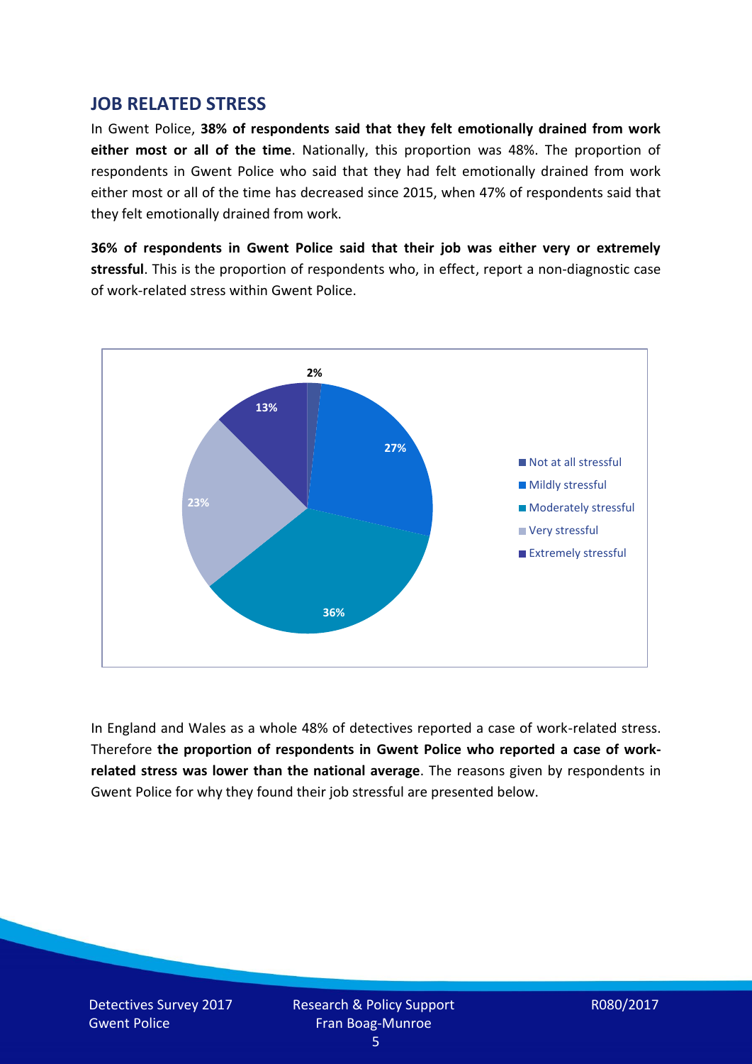## JOB RELATED STRESS

In Gwent Police, **38% of respondents said that they felt emotionally drained from work either most or all of the time**. Nationally, this proportion was 48%. The proportion of respondents in Gwent Police who said that they had felt emotionally drained from work either most or all of the time has decreased since 2015, when 47% of respondents said that they felt emotionally drained from work.

**36% of respondents in Gwent Police said that their job was either very or extremely stressful**. This is the proportion of respondents who, in effect, report a non-diagnostic case of work-related stress within Gwent Police.

In England and Wales as a whole 48% of detectives reported a case of work-related stress. Therefore **the proportion of respondents in Gwent Police who reported a case of work-related stress was lower than the national average**. The reasons given by respondents in Gwent Police for why they found their job stressful are presented below.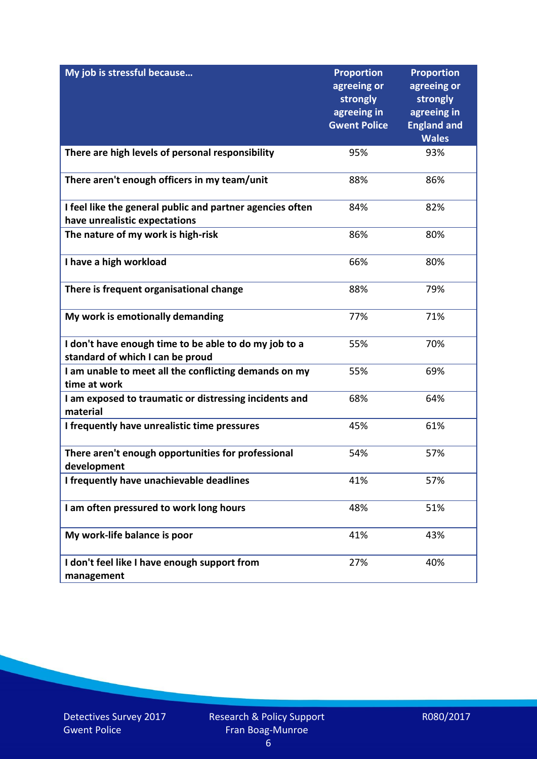| My job is stressful because… | Proportion agreeing or strongly agreeing in Gwent Police | Proportion agreeing or strongly agreeing in England and Wales |
|---|---|---|
| There are high levels of personal responsibility | 95% | 93% |
| There aren't enough officers in my team/unit | 88% | 86% |
| I feel like the general public and partner agencies often have unrealistic expectations | 84% | 82% |
| The nature of my work is high-risk | 86% | 80% |
| I have a high workload | 66% | 80% |
| There is frequent organisational change | 88% | 79% |
| My work is emotionally demanding | 77% | 71% |
| I don't have enough time to be able to do my job to a standard of which I can be proud | 55% | 70% |
| I am unable to meet all the conflicting demands on my time at work | 55% | 69% |
| I am exposed to traumatic or distressing incidents and material | 68% | 64% |
| I frequently have unrealistic time pressures | 45% | 61% |
| There aren't enough opportunities for professional development | 54% | 57% |
| I frequently have unachievable deadlines | 41% | 57% |
| I am often pressured to work long hours | 48% | 51% |
| My work-life balance is poor | 41% | 43% |
| I don't feel like I have enough support from management | 27% | 40% |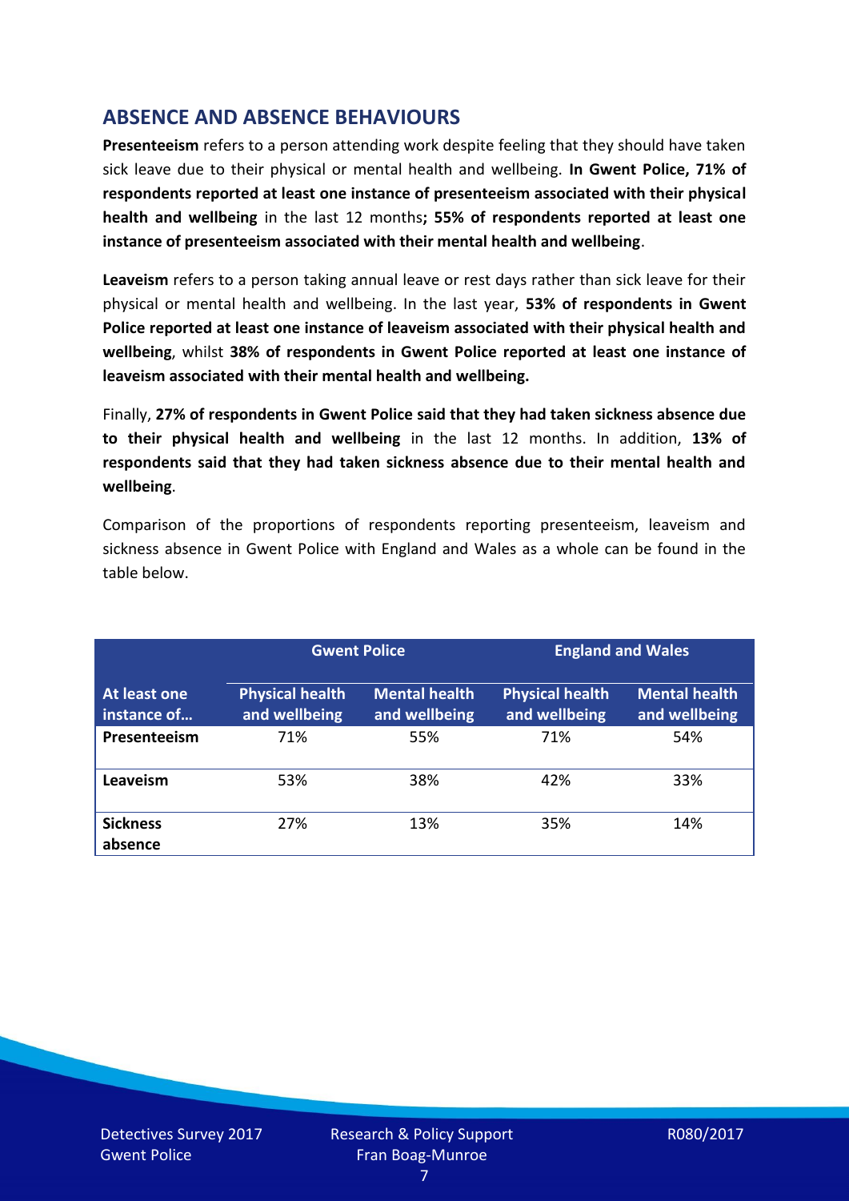## ABSENCE AND ABSENCE BEHAVIOURS

**Presenteeism** refers to a person attending work despite feeling that they should have taken sick leave due to their physical or mental health and wellbeing. **In Gwent Police, 71% of respondents reported at least one instance of presenteeism associated with their physical health and wellbeing** in the last 12 months**; 55% of respondents reported at least one instance of presenteeism associated with their mental health and wellbeing**.

**Leaveism** refers to a person taking annual leave or rest days rather than sick leave for their physical or mental health and wellbeing. In the last year, **53% of respondents in Gwent Police reported at least one instance of leaveism associated with their physical health and wellbeing**, whilst **38% of respondents in Gwent Police reported at least one instance of leaveism associated with their mental health and wellbeing.**

Finally, **27% of respondents in Gwent Police said that they had taken sickness absence due to their physical health and wellbeing** in the last 12 months. In addition, **13% of respondents said that they had taken sickness absence due to their mental health and wellbeing**.

Comparison of the proportions of respondents reporting presenteeism, leaveism and sickness absence in Gwent Police with England and Wales as a whole can be found in the table below.

| | Gwent Police | | England and Wales | |
|---|---|---|---|---|
| **At least one instance of…** | **Physical health and wellbeing** | **Mental health and wellbeing** | **Physical health and wellbeing** | **Mental health and wellbeing** |
| **Presenteeism** | 71% | 55% | 71% | 54% |
| **Leaveism** | 53% | 38% | 42% | 33% |
| **Sickness absence** | 27% | 13% | 35% | 14% |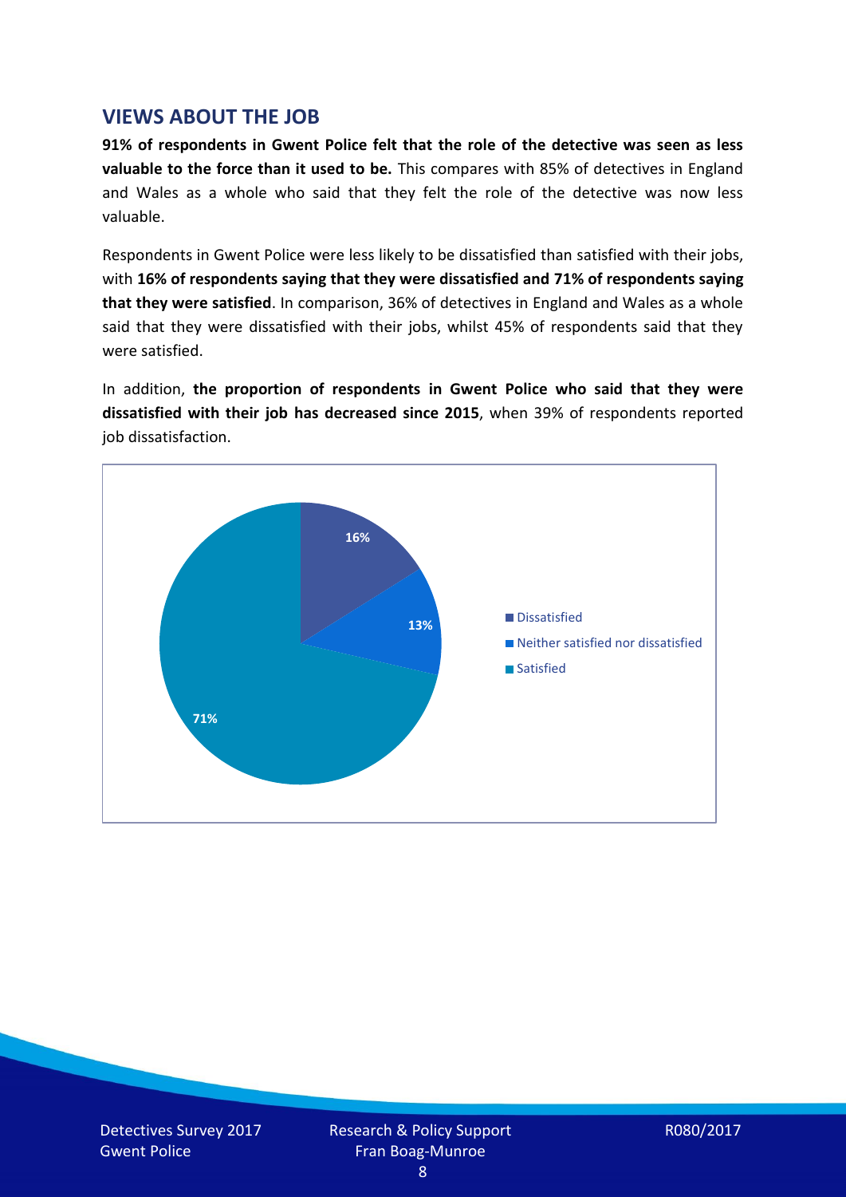## VIEWS ABOUT THE JOB

**91% of respondents in Gwent Police felt that the role of the detective was seen as less valuable to the force than it used to be.** This compares with 85% of detectives in England and Wales as a whole who said that they felt the role of the detective was now less valuable.

Respondents in Gwent Police were less likely to be dissatisfied than satisfied with their jobs, with **16% of respondents saying that they were dissatisfied and 71% of respondents saying that they were satisfied**. In comparison, 36% of detectives in England and Wales as a whole said that they were dissatisfied with their jobs, whilst 45% of respondents said that they were satisfied.

In addition, **the proportion of respondents in Gwent Police who said that they were dissatisfied with their job has decreased since 2015**, when 39% of respondents reported job dissatisfaction.

| Response | Percentage |
| --- | --- |
| Dissatisfied | 16% |
| Neither satisfied nor dissatisfied | 13% |
| Satisfied | 71% |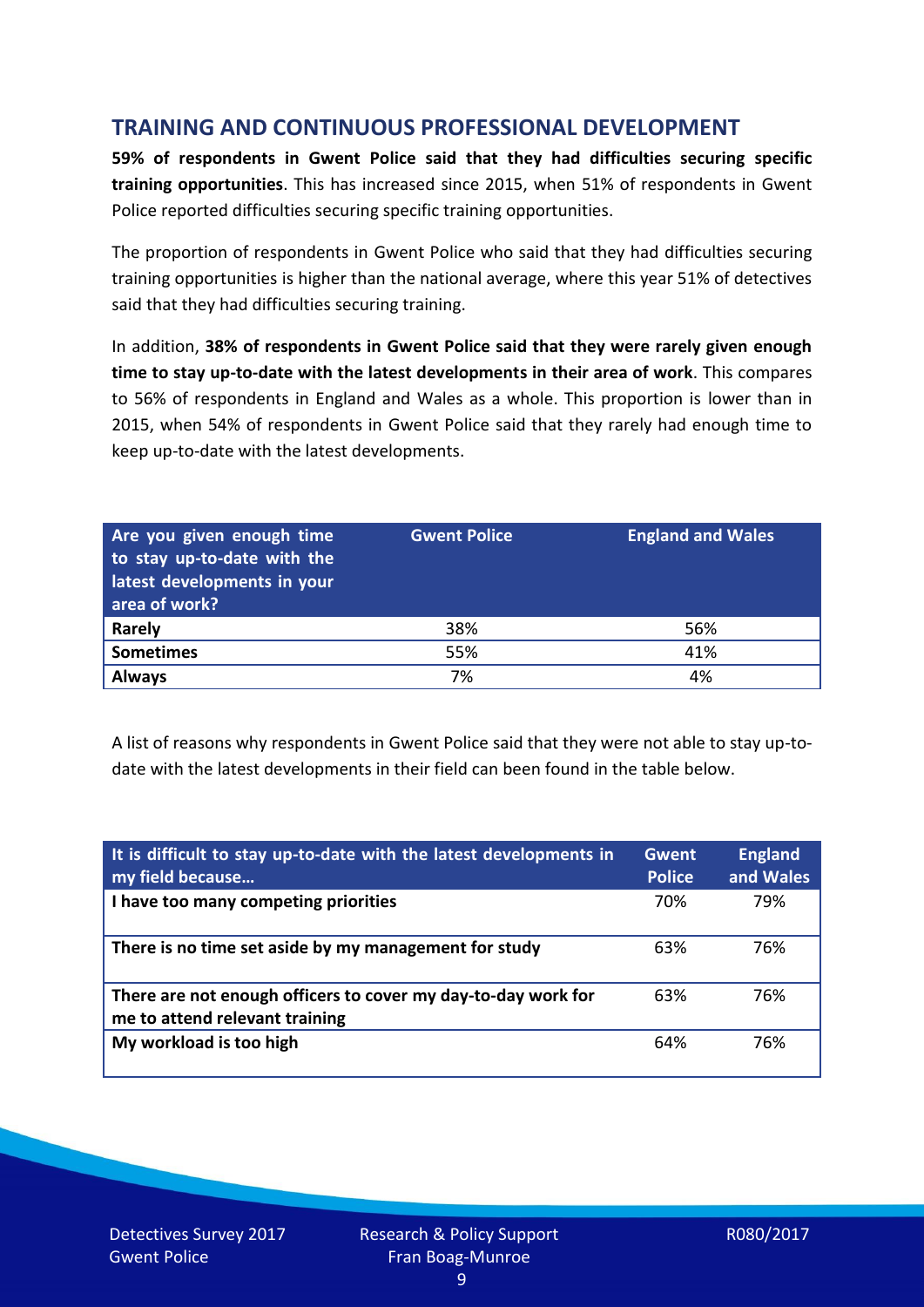## TRAINING AND CONTINUOUS PROFESSIONAL DEVELOPMENT

**59% of respondents in Gwent Police said that they had difficulties securing specific training opportunities**. This has increased since 2015, when 51% of respondents in Gwent Police reported difficulties securing specific training opportunities.

The proportion of respondents in Gwent Police who said that they had difficulties securing training opportunities is higher than the national average, where this year 51% of detectives said that they had difficulties securing training.

In addition, **38% of respondents in Gwent Police said that they were rarely given enough time to stay up-to-date with the latest developments in their area of work**. This compares to 56% of respondents in England and Wales as a whole. This proportion is lower than in 2015, when 54% of respondents in Gwent Police said that they rarely had enough time to keep up-to-date with the latest developments.

| Are you given enough time to stay up-to-date with the latest developments in your area of work? | Gwent Police | England and Wales |
|---|---|---|
| **Rarely** | 38% | 56% |
| **Sometimes** | 55% | 41% |
| **Always** | 7% | 4% |

A list of reasons why respondents in Gwent Police said that they were not able to stay up-to-date with the latest developments in their field can been found in the table below.

| It is difficult to stay up-to-date with the latest developments in my field because… | Gwent Police | England and Wales |
|---|---|---|
| **I have too many competing priorities** | 70% | 79% |
| **There is no time set aside by my management for study** | 63% | 76% |
| **There are not enough officers to cover my day-to-day work for me to attend relevant training** | 63% | 76% |
| **My workload is too high** | 64% | 76% |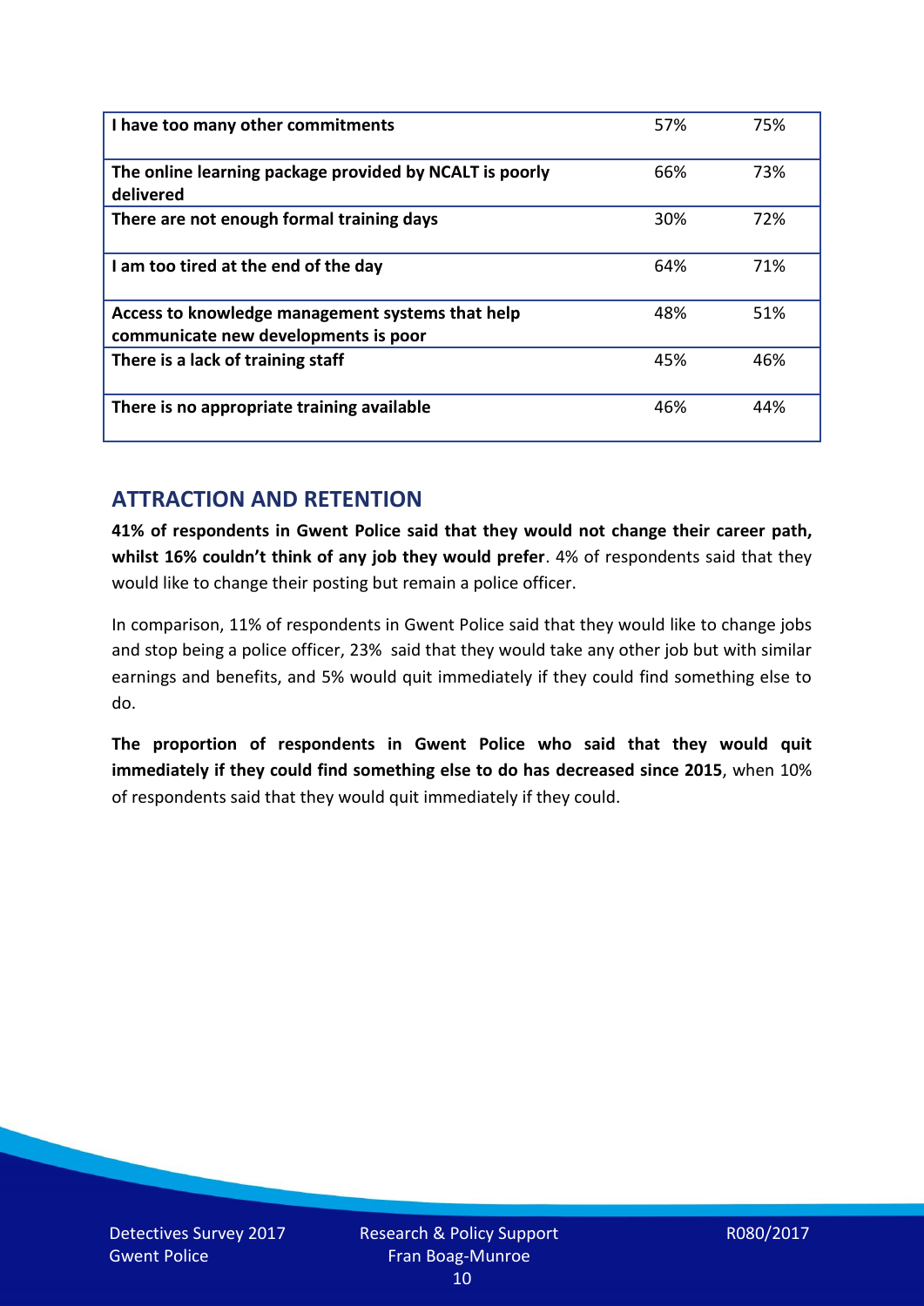| I have too many other commitments | 57% | 75% |
|---|---|---|
| The online learning package provided by NCALT is poorly delivered | 66% | 73% |
| There are not enough formal training days | 30% | 72% |
| I am too tired at the end of the day | 64% | 71% |
| Access to knowledge management systems that help communicate new developments is poor | 48% | 51% |
| There is a lack of training staff | 45% | 46% |
| There is no appropriate training available | 46% | 44% |

## ATTRACTION AND RETENTION

**41% of respondents in Gwent Police said that they would not change their career path, whilst 16% couldn't think of any job they would prefer**. 4% of respondents said that they would like to change their posting but remain a police officer.

In comparison, 11% of respondents in Gwent Police said that they would like to change jobs and stop being a police officer, 23% said that they would take any other job but with similar earnings and benefits, and 5% would quit immediately if they could find something else to do.

**The proportion of respondents in Gwent Police who said that they would quit immediately if they could find something else to do has decreased since 2015**, when 10% of respondents said that they would quit immediately if they could.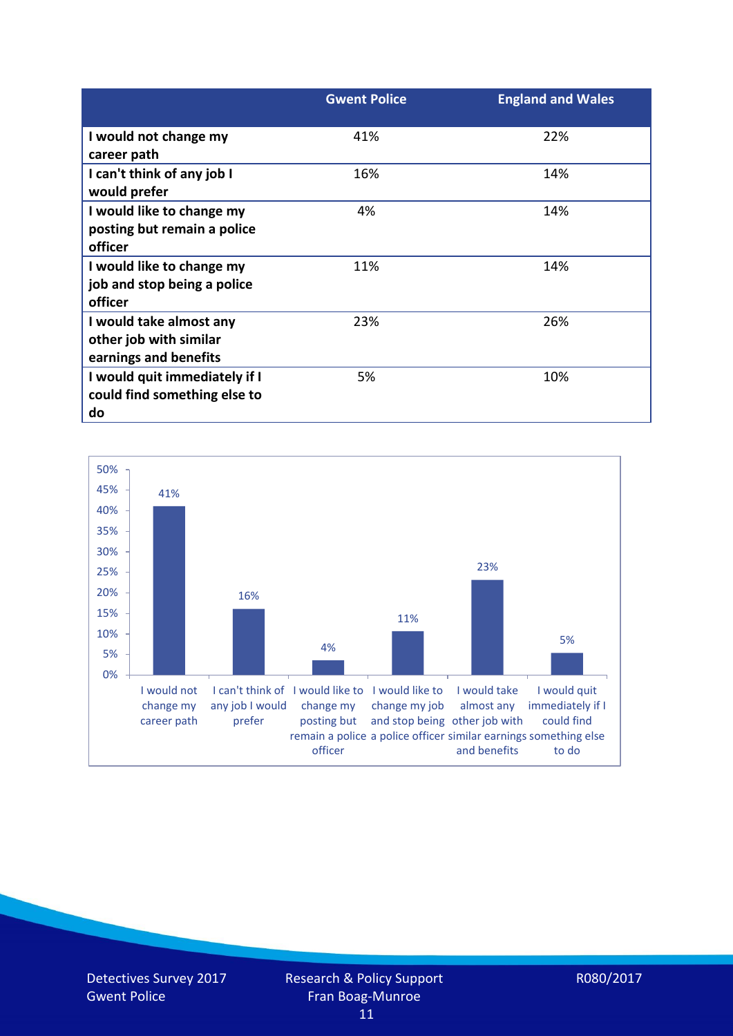| | Gwent Police | England and Wales |
|---|---|---|
| I would not change my career path | 41% | 22% |
| I can't think of any job I would prefer | 16% | 14% |
| I would like to change my posting but remain a police officer | 4% | 14% |
| I would like to change my job and stop being a police officer | 11% | 14% |
| I would take almost any other job with similar earnings and benefits | 23% | 26% |
| I would quit immediately if I could find something else to do | 5% | 10% |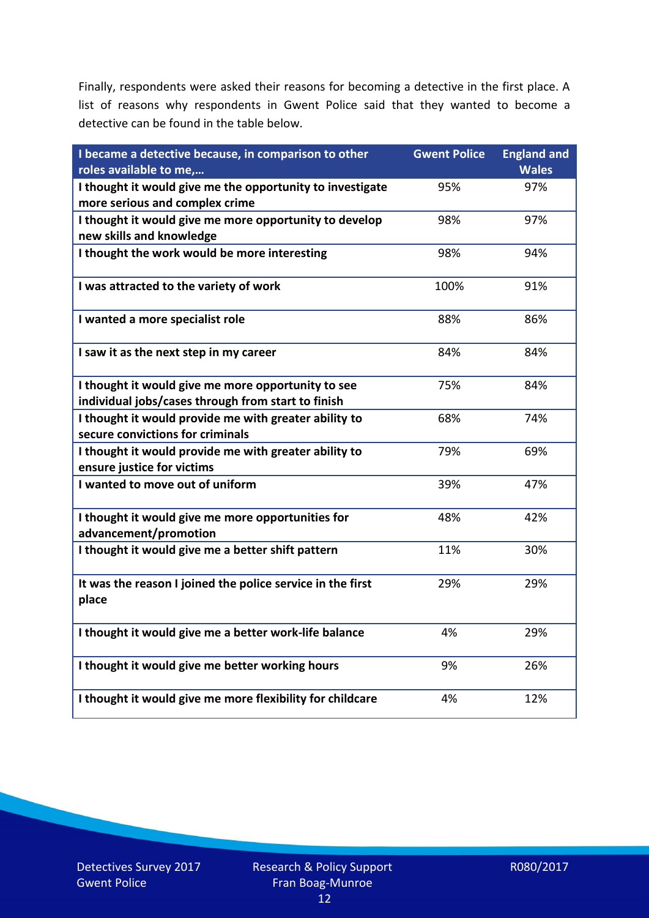Finally, respondents were asked their reasons for becoming a detective in the first place. A list of reasons why respondents in Gwent Police said that they wanted to become a detective can be found in the table below.

| I became a detective because, in comparison to other roles available to me,… | Gwent Police | England and Wales |
|---|---|---|
| I thought it would give me the opportunity to investigate more serious and complex crime | 95% | 97% |
| I thought it would give me more opportunity to develop new skills and knowledge | 98% | 97% |
| I thought the work would be more interesting | 98% | 94% |
| I was attracted to the variety of work | 100% | 91% |
| I wanted a more specialist role | 88% | 86% |
| I saw it as the next step in my career | 84% | 84% |
| I thought it would give me more opportunity to see individual jobs/cases through from start to finish | 75% | 84% |
| I thought it would provide me with greater ability to secure convictions for criminals | 68% | 74% |
| I thought it would provide me with greater ability to ensure justice for victims | 79% | 69% |
| I wanted to move out of uniform | 39% | 47% |
| I thought it would give me more opportunities for advancement/promotion | 48% | 42% |
| I thought it would give me a better shift pattern | 11% | 30% |
| It was the reason I joined the police service in the first place | 29% | 29% |
| I thought it would give me a better work-life balance | 4% | 29% |
| I thought it would give me better working hours | 9% | 26% |
| I thought it would give me more flexibility for childcare | 4% | 12% |